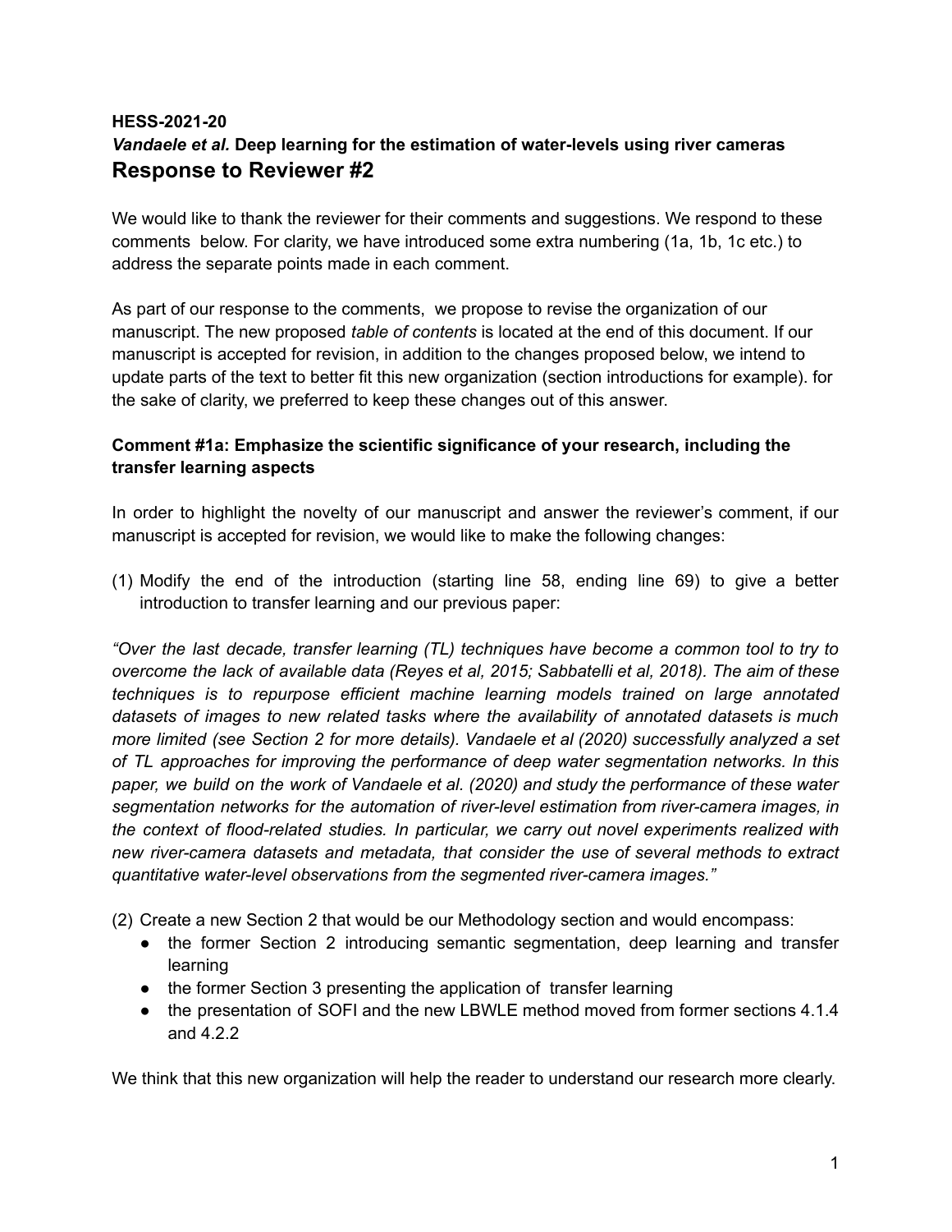**HESS-2021-20**

***Vandaele et al.* Deep learning for the estimation of water-levels using river cameras**

# Response to Reviewer #2

We would like to thank the reviewer for their comments and suggestions. We respond to these comments below. For clarity, we have introduced some extra numbering (1a, 1b, 1c etc.) to address the separate points made in each comment.

As part of our response to the comments, we propose to revise the organization of our manuscript. The new proposed *table of contents* is located at the end of this document. If our manuscript is accepted for revision, in addition to the changes proposed below, we intend to update parts of the text to better fit this new organization (section introductions for example). for the sake of clarity, we preferred to keep these changes out of this answer.

**Comment #1a: Emphasize the scientific significance of your research, including the transfer learning aspects**

In order to highlight the novelty of our manuscript and answer the reviewer's comment, if our manuscript is accepted for revision, we would like to make the following changes:

(1) Modify the end of the introduction (starting line 58, ending line 69) to give a better introduction to transfer learning and our previous paper:

*"Over the last decade, transfer learning (TL) techniques have become a common tool to try to overcome the lack of available data (Reyes et al, 2015; Sabbatelli et al, 2018). The aim of these techniques is to repurpose efficient machine learning models trained on large annotated datasets of images to new related tasks where the availability of annotated datasets is much more limited (see Section 2 for more details). Vandaele et al (2020) successfully analyzed a set of TL approaches for improving the performance of deep water segmentation networks. In this paper, we build on the work of Vandaele et al. (2020) and study the performance of these water segmentation networks for the automation of river-level estimation from river-camera images, in the context of flood-related studies. In particular, we carry out novel experiments realized with new river-camera datasets and metadata, that consider the use of several methods to extract quantitative water-level observations from the segmented river-camera images."*

(2) Create a new Section 2 that would be our Methodology section and would encompass:
- the former Section 2 introducing semantic segmentation, deep learning and transfer learning
- the former Section 3 presenting the application of transfer learning
- the presentation of SOFI and the new LBWLE method moved from former sections 4.1.4 and 4.2.2

We think that this new organization will help the reader to understand our research more clearly.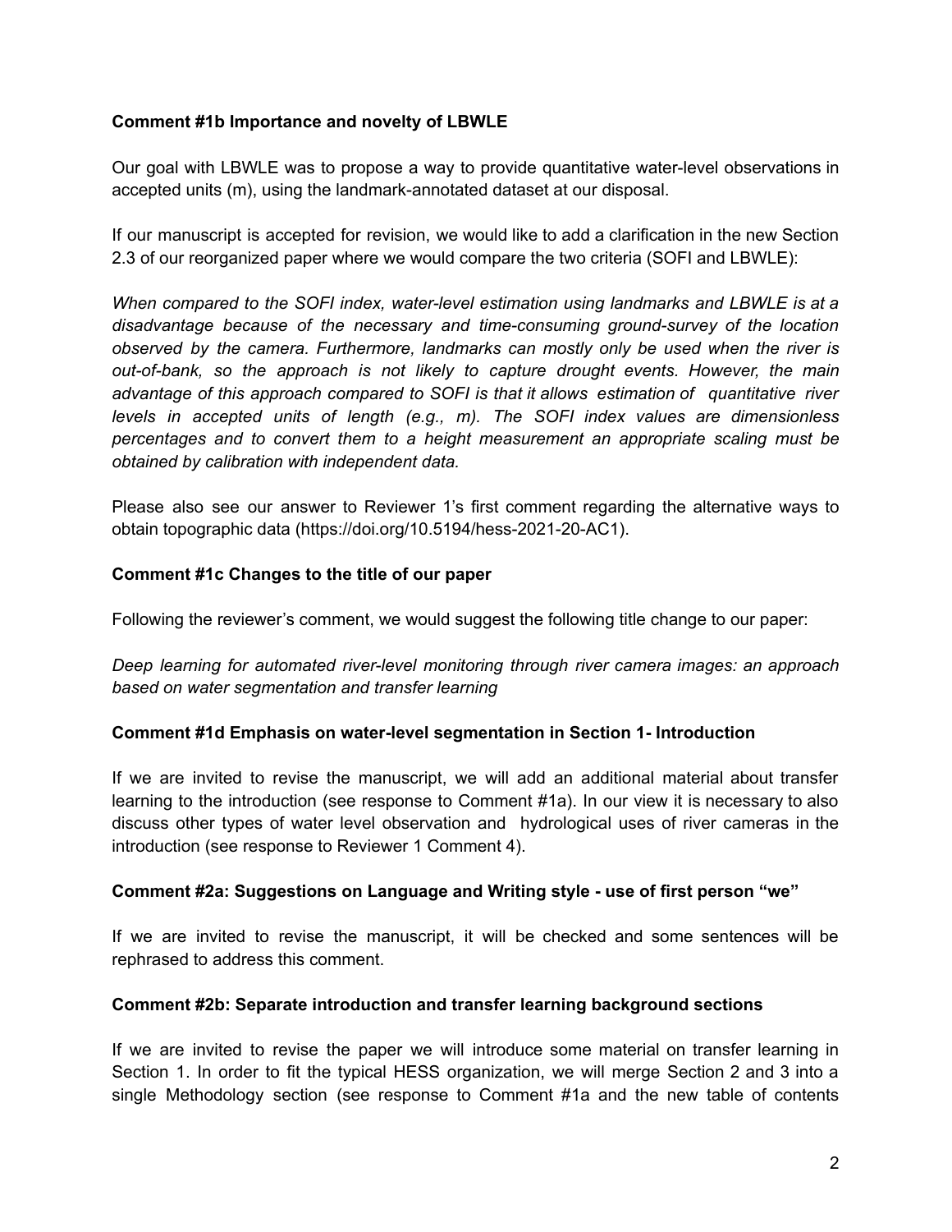**Comment #1b Importance and novelty of LBWLE**

Our goal with LBWLE was to propose a way to provide quantitative water-level observations in accepted units (m), using the landmark-annotated dataset at our disposal.

If our manuscript is accepted for revision, we would like to add a clarification in the new Section 2.3 of our reorganized paper where we would compare the two criteria (SOFI and LBWLE):

*When compared to the SOFI index, water-level estimation using landmarks and LBWLE is at a disadvantage because of the necessary and time-consuming ground-survey of the location observed by the camera. Furthermore, landmarks can mostly only be used when the river is out-of-bank, so the approach is not likely to capture drought events. However, the main advantage of this approach compared to SOFI is that it allows estimation of quantitative river levels in accepted units of length (e.g., m). The SOFI index values are dimensionless percentages and to convert them to a height measurement an appropriate scaling must be obtained by calibration with independent data.*

Please also see our answer to Reviewer 1's first comment regarding the alternative ways to obtain topographic data (https://doi.org/10.5194/hess-2021-20-AC1).

**Comment #1c Changes to the title of our paper**

Following the reviewer's comment, we would suggest the following title change to our paper:

*Deep learning for automated river-level monitoring through river camera images: an approach based on water segmentation and transfer learning*

**Comment #1d Emphasis on water-level segmentation in Section 1- Introduction**

If we are invited to revise the manuscript, we will add an additional material about transfer learning to the introduction (see response to Comment #1a). In our view it is necessary to also discuss other types of water level observation and hydrological uses of river cameras in the introduction (see response to Reviewer 1 Comment 4).

**Comment #2a: Suggestions on Language and Writing style - use of first person "we"**

If we are invited to revise the manuscript, it will be checked and some sentences will be rephrased to address this comment.

**Comment #2b: Separate introduction and transfer learning background sections**

If we are invited to revise the paper we will introduce some material on transfer learning in Section 1. In order to fit the typical HESS organization, we will merge Section 2 and 3 into a single Methodology section (see response to Comment #1a and the new table of contents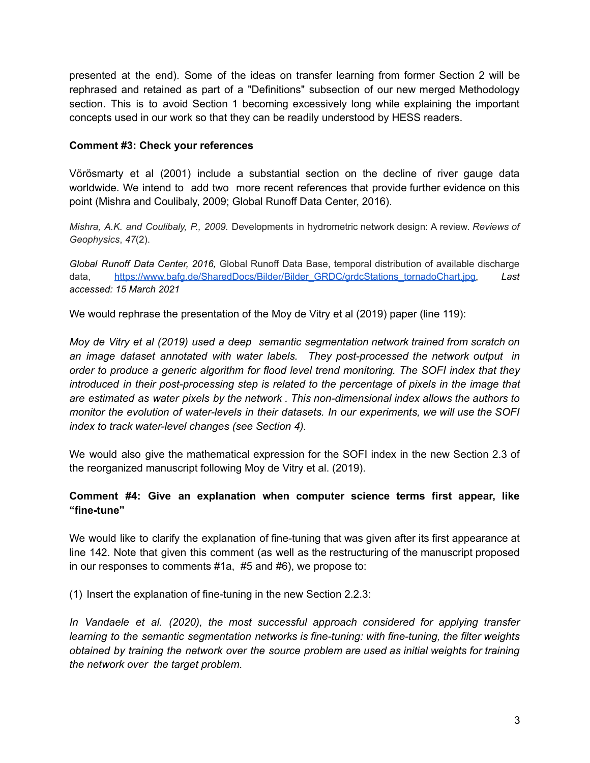presented at the end). Some of the ideas on transfer learning from former Section 2 will be rephrased and retained as part of a "Definitions" subsection of our new merged Methodology section. This is to avoid Section 1 becoming excessively long while explaining the important concepts used in our work so that they can be readily understood by HESS readers.

**Comment #3: Check your references**

Vörösmarty et al (2001) include a substantial section on the decline of river gauge data worldwide. We intend to add two more recent references that provide further evidence on this point (Mishra and Coulibaly, 2009; Global Runoff Data Center, 2016).

*Mishra, A.K. and Coulibaly, P., 2009.* Developments in hydrometric network design: A review. *Reviews of Geophysics*, *47*(2).

*Global Runoff Data Center, 2016,* Global Runoff Data Base, temporal distribution of available discharge data, https://www.bafg.de/SharedDocs/Bilder/Bilder_GRDC/grdcStations_tornadoChart.jpg, *Last accessed: 15 March 2021*

We would rephrase the presentation of the Moy de Vitry et al (2019) paper (line 119):

*Moy de Vitry et al (2019) used a deep semantic segmentation network trained from scratch on an image dataset annotated with water labels. They post-processed the network output in order to produce a generic algorithm for flood level trend monitoring. The SOFI index that they introduced in their post-processing step is related to the percentage of pixels in the image that are estimated as water pixels by the network . This non-dimensional index allows the authors to monitor the evolution of water-levels in their datasets. In our experiments, we will use the SOFI index to track water-level changes (see Section 4).*

We would also give the mathematical expression for the SOFI index in the new Section 2.3 of the reorganized manuscript following Moy de Vitry et al. (2019).

**Comment #4: Give an explanation when computer science terms first appear, like "fine-tune"**

We would like to clarify the explanation of fine-tuning that was given after its first appearance at line 142. Note that given this comment (as well as the restructuring of the manuscript proposed in our responses to comments #1a, #5 and #6), we propose to:

(1) Insert the explanation of fine-tuning in the new Section 2.2.3:

*In Vandaele et al. (2020), the most successful approach considered for applying transfer learning to the semantic segmentation networks is fine-tuning: with fine-tuning, the filter weights obtained by training the network over the source problem are used as initial weights for training the network over the target problem.*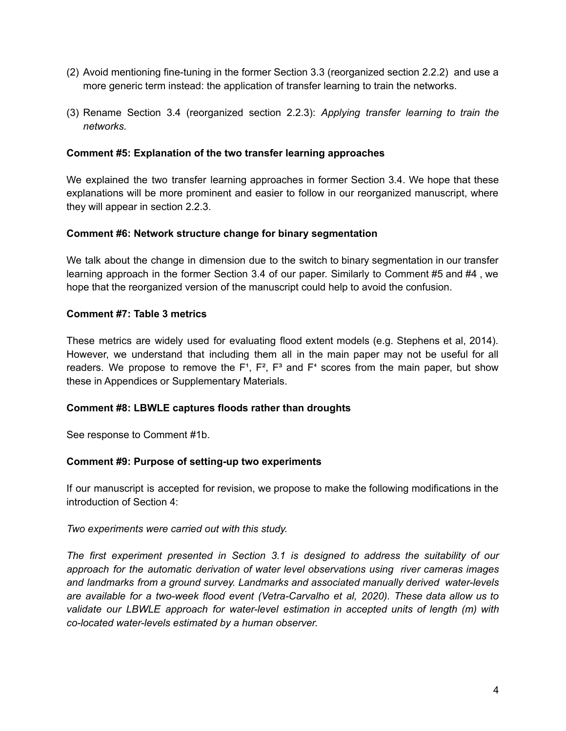(2) Avoid mentioning fine-tuning in the former Section 3.3 (reorganized section 2.2.2) and use a more generic term instead: the application of transfer learning to train the networks.

(3) Rename Section 3.4 (reorganized section 2.2.3): *Applying transfer learning to train the networks.*

**Comment #5: Explanation of the two transfer learning approaches**

We explained the two transfer learning approaches in former Section 3.4. We hope that these explanations will be more prominent and easier to follow in our reorganized manuscript, where they will appear in section 2.2.3.

**Comment #6: Network structure change for binary segmentation**

We talk about the change in dimension due to the switch to binary segmentation in our transfer learning approach in the former Section 3.4 of our paper. Similarly to Comment #5 and #4 , we hope that the reorganized version of the manuscript could help to avoid the confusion.

**Comment #7: Table 3 metrics**

These metrics are widely used for evaluating flood extent models (e.g. Stephens et al, 2014). However, we understand that including them all in the main paper may not be useful for all readers. We propose to remove the $F^1$, $F^2$, $F^3$ and $F^4$ scores from the main paper, but show these in Appendices or Supplementary Materials.

**Comment #8: LBWLE captures floods rather than droughts**

See response to Comment #1b.

**Comment #9: Purpose of setting-up two experiments**

If our manuscript is accepted for revision, we propose to make the following modifications in the introduction of Section 4:

*Two experiments were carried out with this study.*

*The first experiment presented in Section 3.1 is designed to address the suitability of our approach for the automatic derivation of water level observations using river cameras images and landmarks from a ground survey. Landmarks and associated manually derived water-levels are available for a two-week flood event (Vetra-Carvalho et al, 2020). These data allow us to validate our LBWLE approach for water-level estimation in accepted units of length (m) with co-located water-levels estimated by a human observer.*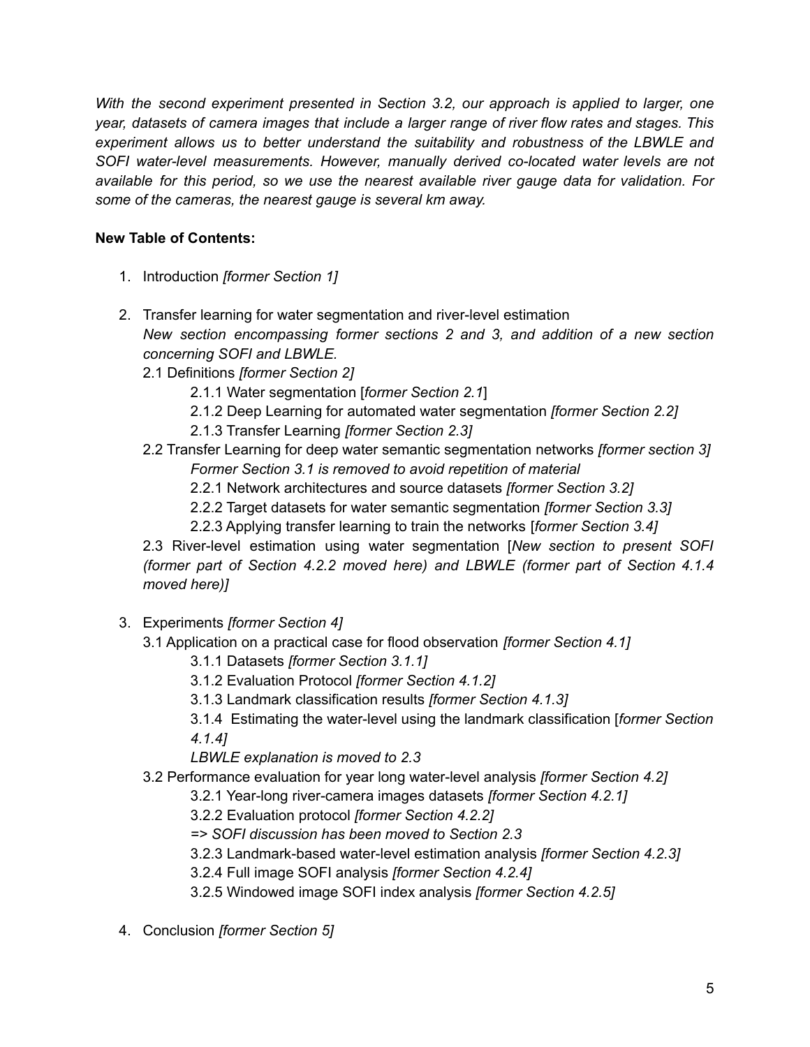*With the second experiment presented in Section 3.2, our approach is applied to larger, one year, datasets of camera images that include a larger range of river flow rates and stages. This experiment allows us to better understand the suitability and robustness of the LBWLE and SOFI water-level measurements. However, manually derived co-located water levels are not available for this period, so we use the nearest available river gauge data for validation. For some of the cameras, the nearest gauge is several km away.*

**New Table of Contents:**

1. Introduction *[former Section 1]*

2. Transfer learning for water segmentation and river-level estimation
   *New section encompassing former sections 2 and 3, and addition of a new section concerning SOFI and LBWLE.*
   - 2.1 Definitions *[former Section 2]*
     - 2.1.1 Water segmentation [*former Section 2.1*]
     - 2.1.2 Deep Learning for automated water segmentation *[former Section 2.2]*
     - 2.1.3 Transfer Learning *[former Section 2.3]*
   - 2.2 Transfer Learning for deep water semantic segmentation networks *[former section 3]*
     - *Former Section 3.1 is removed to avoid repetition of material*
     - 2.2.1 Network architectures and source datasets *[former Section 3.2]*
     - 2.2.2 Target datasets for water semantic segmentation *[former Section 3.3]*
     - 2.2.3 Applying transfer learning to train the networks [*former Section 3.4]*
   - 2.3 River-level estimation using water segmentation [*New section to present SOFI (former part of Section 4.2.2 moved here) and LBWLE (former part of Section 4.1.4 moved here)]*

3. Experiments *[former Section 4]*
   - 3.1 Application on a practical case for flood observation *[former Section 4.1]*
     - 3.1.1 Datasets *[former Section 3.1.1]*
     - 3.1.2 Evaluation Protocol *[former Section 4.1.2]*
     - 3.1.3 Landmark classification results *[former Section 4.1.3]*
     - 3.1.4 Estimating the water-level using the landmark classification [*former Section 4.1.4]*
     - *LBWLE explanation is moved to 2.3*
   - 3.2 Performance evaluation for year long water-level analysis *[former Section 4.2]*
     - 3.2.1 Year-long river-camera images datasets *[former Section 4.2.1]*
     - 3.2.2 Evaluation protocol *[former Section 4.2.2]*
     - *=> SOFI discussion has been moved to Section 2.3*
     - 3.2.3 Landmark-based water-level estimation analysis *[former Section 4.2.3]*
     - 3.2.4 Full image SOFI analysis *[former Section 4.2.4]*
     - 3.2.5 Windowed image SOFI index analysis *[former Section 4.2.5]*

4. Conclusion *[former Section 5]*